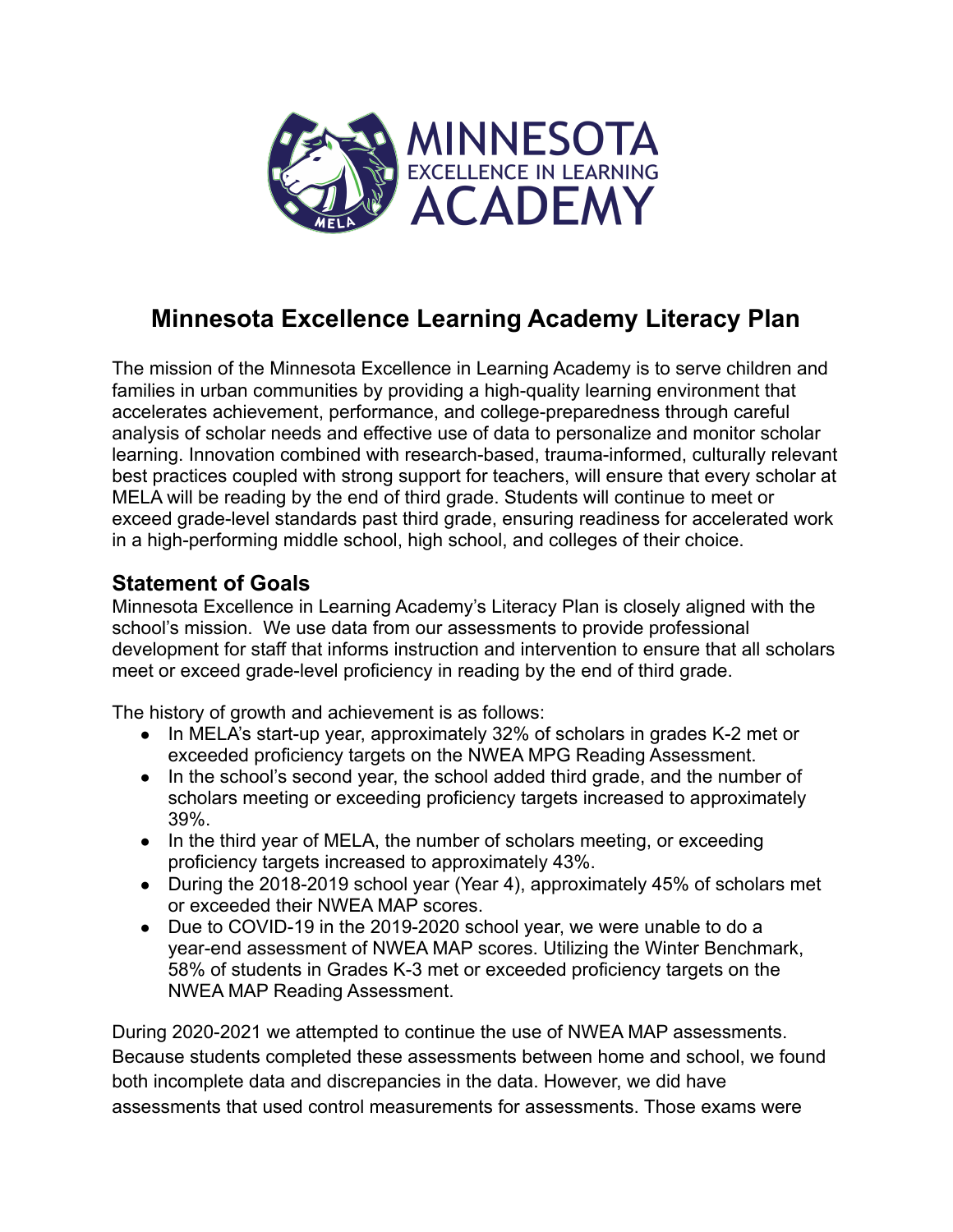# Minnesota Excellence Learning Academy Literacy Plan

The mission of the Minnesota Excellence in Learning Academy is to serve children and families in urban communities by providing a high-quality learning environment that accelerates achievement, performance, and college-preparedness through careful analysis of scholar needs and effective use of data to personalize and monitor scholar learning. Innovation combined with research-based, trauma-informed, culturally relevant best practices coupled with strong support for teachers, will ensure that every scholar at MELA will be reading by the end of third grade. Students will continue to meet or exceed grade-level standards past third grade, ensuring readiness for accelerated work in a high-performing middle school, high school, and colleges of their choice.

## Statement of Goals

Minnesota Excellence in Learning Academy's Literacy Plan is closely aligned with the school's mission. We use data from our assessments to provide professional development for staff that informs instruction and intervention to ensure that all scholars meet or exceed grade-level proficiency in reading by the end of third grade.

The history of growth and achievement is as follows:

- In MELA's start-up year, approximately 32% of scholars in grades K-2 met or exceeded proficiency targets on the NWEA MPG Reading Assessment.
- In the school's second year, the school added third grade, and the number of scholars meeting or exceeding proficiency targets increased to approximately 39%.
- In the third year of MELA, the number of scholars meeting, or exceeding proficiency targets increased to approximately 43%.
- During the 2018-2019 school year (Year 4), approximately 45% of scholars met or exceeded their NWEA MAP scores.
- Due to COVID-19 in the 2019-2020 school year, we were unable to do a year-end assessment of NWEA MAP scores. Utilizing the Winter Benchmark, 58% of students in Grades K-3 met or exceeded proficiency targets on the NWEA MAP Reading Assessment.

During 2020-2021 we attempted to continue the use of NWEA MAP assessments. Because students completed these assessments between home and school, we found both incomplete data and discrepancies in the data. However, we did have assessments that used control measurements for assessments. Those exams were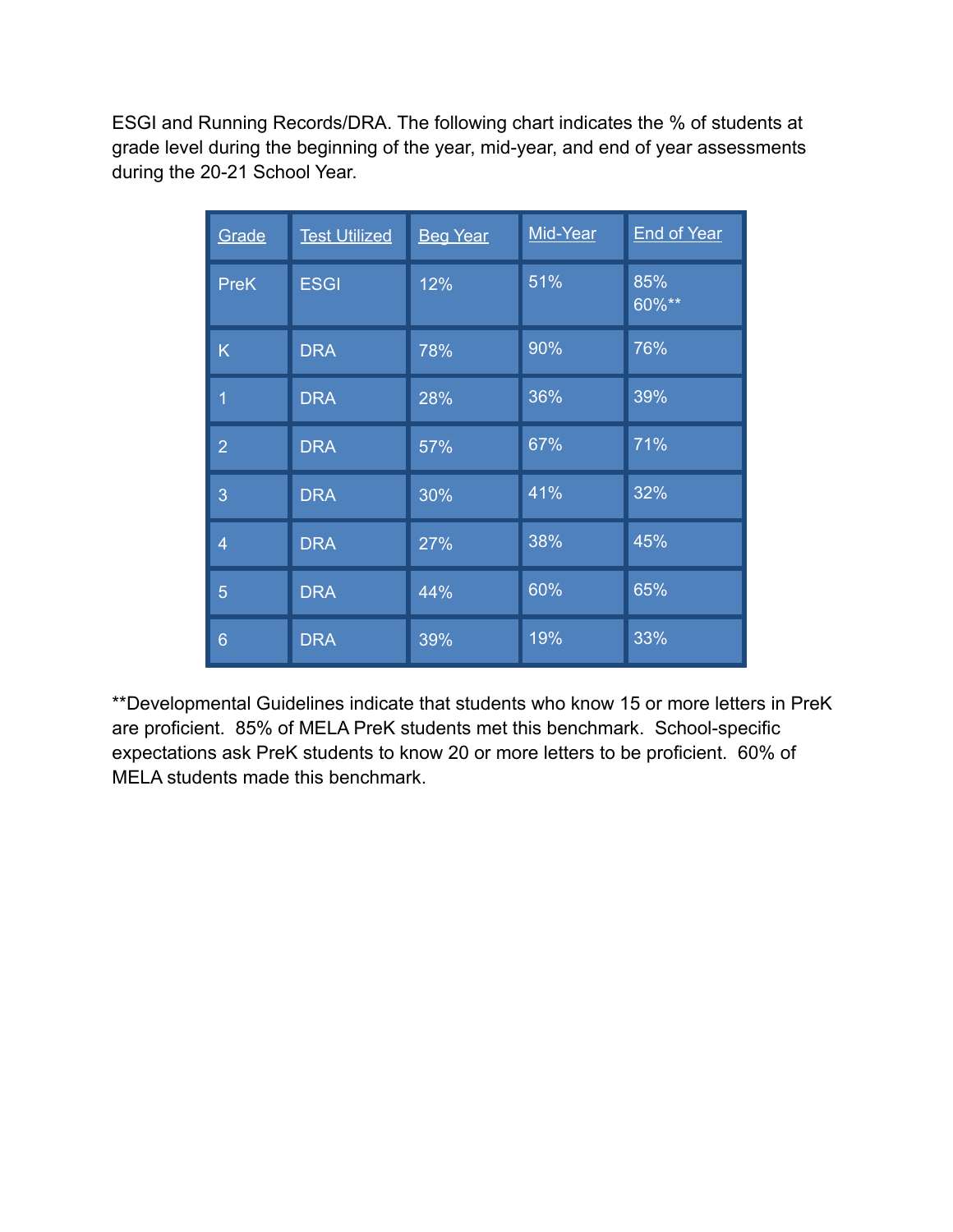ESGI and Running Records/DRA. The following chart indicates the % of students at grade level during the beginning of the year, mid-year, and end of year assessments during the 20-21 School Year.

| Grade | Test Utilized | Beg Year | Mid-Year | End of Year |
|---|---|---|---|---|
| PreK | ESGI | 12% | 51% | 85% 60%** |
| K | DRA | 78% | 90% | 76% |
| 1 | DRA | 28% | 36% | 39% |
| 2 | DRA | 57% | 67% | 71% |
| 3 | DRA | 30% | 41% | 32% |
| 4 | DRA | 27% | 38% | 45% |
| 5 | DRA | 44% | 60% | 65% |
| 6 | DRA | 39% | 19% | 33% |

**Developmental Guidelines indicate that students who know 15 or more letters in PreK are proficient. 85% of MELA PreK students met this benchmark. School-specific expectations ask PreK students to know 20 or more letters to be proficient. 60% of MELA students made this benchmark.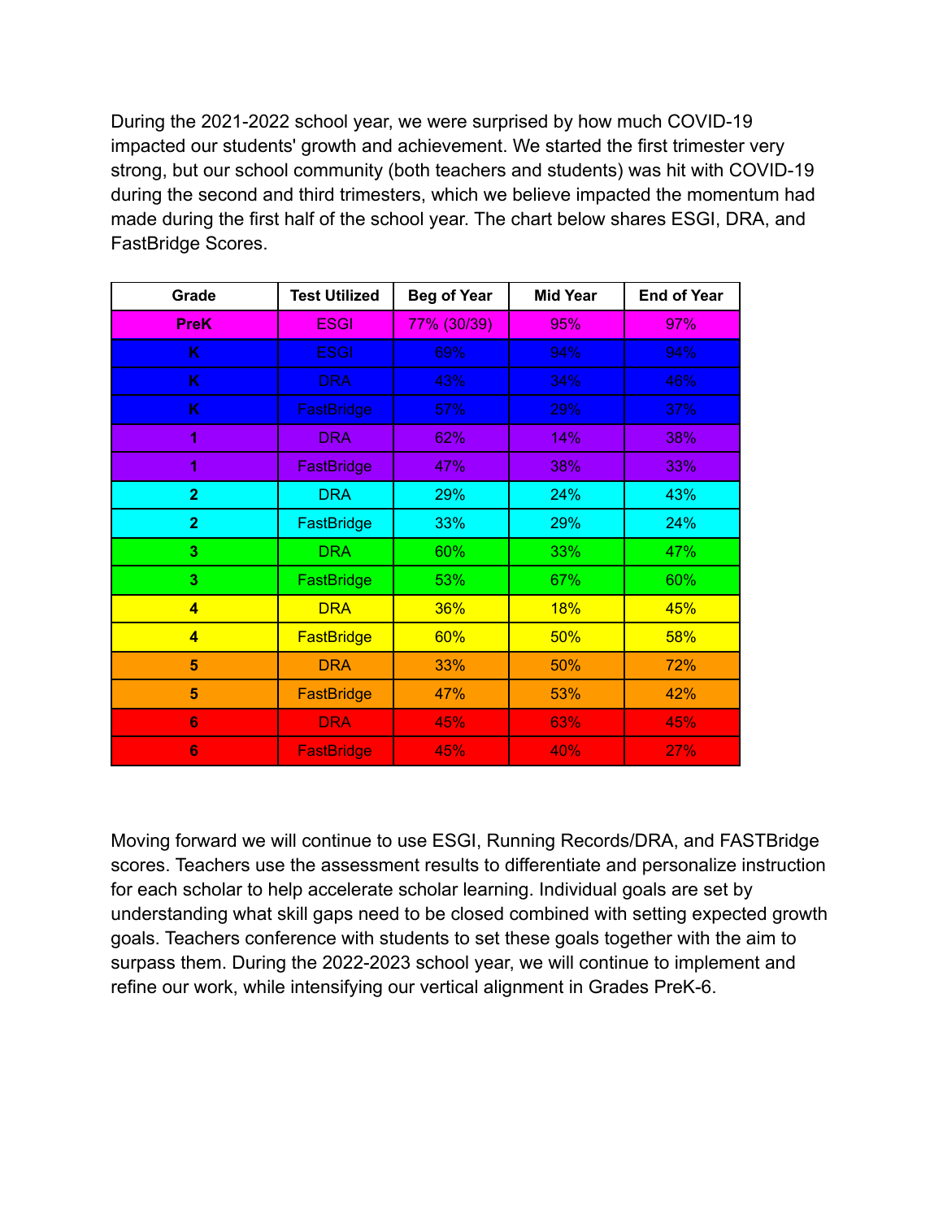During the 2021-2022 school year, we were surprised by how much COVID-19 impacted our students' growth and achievement. We started the first trimester very strong, but our school community (both teachers and students) was hit with COVID-19 during the second and third trimesters, which we believe impacted the momentum had made during the first half of the school year. The chart below shares ESGI, DRA, and FastBridge Scores.

| Grade | Test Utilized | Beg of Year | Mid Year | End of Year |
|---|---|---|---|---|
| **PreK** | ESGI | 77% (30/39) | 95% | 97% |
| **K** | ESGI | 69% | 94% | 94% |
| **K** | DRA | 43% | 34% | 46% |
| **K** | FastBridge | 57% | 29% | 37% |
| **1** | DRA | 62% | 14% | 38% |
| **1** | FastBridge | 47% | 38% | 33% |
| **2** | DRA | 29% | 24% | 43% |
| **2** | FastBridge | 33% | 29% | 24% |
| **3** | DRA | 60% | 33% | 47% |
| **3** | FastBridge | 53% | 67% | 60% |
| **4** | DRA | 36% | 18% | 45% |
| **4** | FastBridge | 60% | 50% | 58% |
| **5** | DRA | 33% | 50% | 72% |
| **5** | FastBridge | 47% | 53% | 42% |
| **6** | DRA | 45% | 63% | 45% |
| **6** | FastBridge | 45% | 40% | 27% |

Moving forward we will continue to use ESGI, Running Records/DRA, and FASTBridge scores. Teachers use the assessment results to differentiate and personalize instruction for each scholar to help accelerate scholar learning. Individual goals are set by understanding what skill gaps need to be closed combined with setting expected growth goals. Teachers conference with students to set these goals together with the aim to surpass them. During the 2022-2023 school year, we will continue to implement and refine our work, while intensifying our vertical alignment in Grades PreK-6.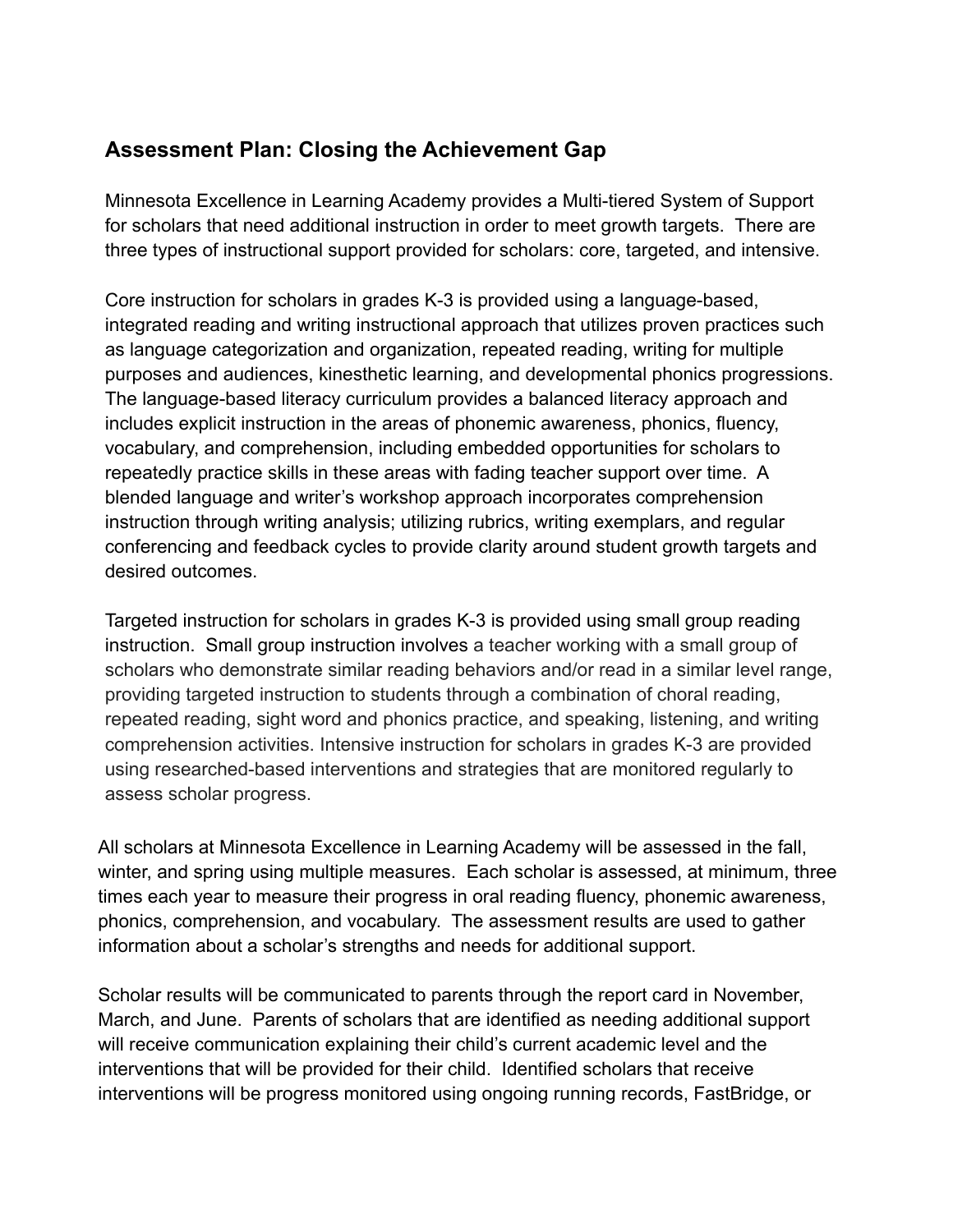## Assessment Plan: Closing the Achievement Gap

Minnesota Excellence in Learning Academy provides a Multi-tiered System of Support for scholars that need additional instruction in order to meet growth targets. There are three types of instructional support provided for scholars: core, targeted, and intensive.

Core instruction for scholars in grades K-3 is provided using a language-based, integrated reading and writing instructional approach that utilizes proven practices such as language categorization and organization, repeated reading, writing for multiple purposes and audiences, kinesthetic learning, and developmental phonics progressions. The language-based literacy curriculum provides a balanced literacy approach and includes explicit instruction in the areas of phonemic awareness, phonics, fluency, vocabulary, and comprehension, including embedded opportunities for scholars to repeatedly practice skills in these areas with fading teacher support over time. A blended language and writer's workshop approach incorporates comprehension instruction through writing analysis; utilizing rubrics, writing exemplars, and regular conferencing and feedback cycles to provide clarity around student growth targets and desired outcomes.

Targeted instruction for scholars in grades K-3 is provided using small group reading instruction. Small group instruction involves a teacher working with a small group of scholars who demonstrate similar reading behaviors and/or read in a similar level range, providing targeted instruction to students through a combination of choral reading, repeated reading, sight word and phonics practice, and speaking, listening, and writing comprehension activities. Intensive instruction for scholars in grades K-3 are provided using researched-based interventions and strategies that are monitored regularly to assess scholar progress.

All scholars at Minnesota Excellence in Learning Academy will be assessed in the fall, winter, and spring using multiple measures. Each scholar is assessed, at minimum, three times each year to measure their progress in oral reading fluency, phonemic awareness, phonics, comprehension, and vocabulary. The assessment results are used to gather information about a scholar's strengths and needs for additional support.

Scholar results will be communicated to parents through the report card in November, March, and June. Parents of scholars that are identified as needing additional support will receive communication explaining their child's current academic level and the interventions that will be provided for their child. Identified scholars that receive interventions will be progress monitored using ongoing running records, FastBridge, or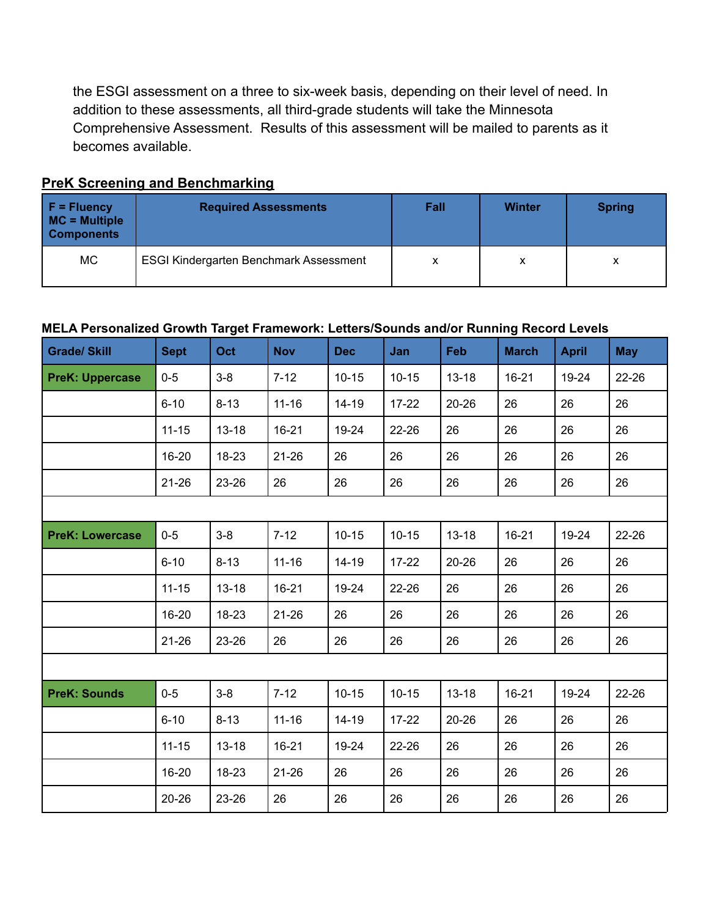the ESGI assessment on a three to six-week basis, depending on their level of need. In addition to these assessments, all third-grade students will take the Minnesota Comprehensive Assessment. Results of this assessment will be mailed to parents as it becomes available.

## PreK Screening and Benchmarking

| F = Fluency<br>MC = Multiple Components | Required Assessments | Fall | Winter | Spring |
|---|---|---|---|---|
| MC | ESGI Kindergarten Benchmark Assessment | x | x | x |

**MELA Personalized Growth Target Framework: Letters/Sounds and/or Running Record Levels**

| Grade/ Skill | Sept | Oct | Nov | Dec | Jan | Feb | March | April | May |
|---|---|---|---|---|---|---|---|---|---|
| PreK: Uppercase | 0-5 | 3-8 | 7-12 | 10-15 | 10-15 | 13-18 | 16-21 | 19-24 | 22-26 |
| | 6-10 | 8-13 | 11-16 | 14-19 | 17-22 | 20-26 | 26 | 26 | 26 |
| | 11-15 | 13-18 | 16-21 | 19-24 | 22-26 | 26 | 26 | 26 | 26 |
| | 16-20 | 18-23 | 21-26 | 26 | 26 | 26 | 26 | 26 | 26 |
| | 21-26 | 23-26 | 26 | 26 | 26 | 26 | 26 | 26 | 26 |
| | | | | | | | | | |
| PreK: Lowercase | 0-5 | 3-8 | 7-12 | 10-15 | 10-15 | 13-18 | 16-21 | 19-24 | 22-26 |
| | 6-10 | 8-13 | 11-16 | 14-19 | 17-22 | 20-26 | 26 | 26 | 26 |
| | 11-15 | 13-18 | 16-21 | 19-24 | 22-26 | 26 | 26 | 26 | 26 |
| | 16-20 | 18-23 | 21-26 | 26 | 26 | 26 | 26 | 26 | 26 |
| | 21-26 | 23-26 | 26 | 26 | 26 | 26 | 26 | 26 | 26 |
| | | | | | | | | | |
| PreK: Sounds | 0-5 | 3-8 | 7-12 | 10-15 | 10-15 | 13-18 | 16-21 | 19-24 | 22-26 |
| | 6-10 | 8-13 | 11-16 | 14-19 | 17-22 | 20-26 | 26 | 26 | 26 |
| | 11-15 | 13-18 | 16-21 | 19-24 | 22-26 | 26 | 26 | 26 | 26 |
| | 16-20 | 18-23 | 21-26 | 26 | 26 | 26 | 26 | 26 | 26 |
| | 20-26 | 23-26 | 26 | 26 | 26 | 26 | 26 | 26 | 26 |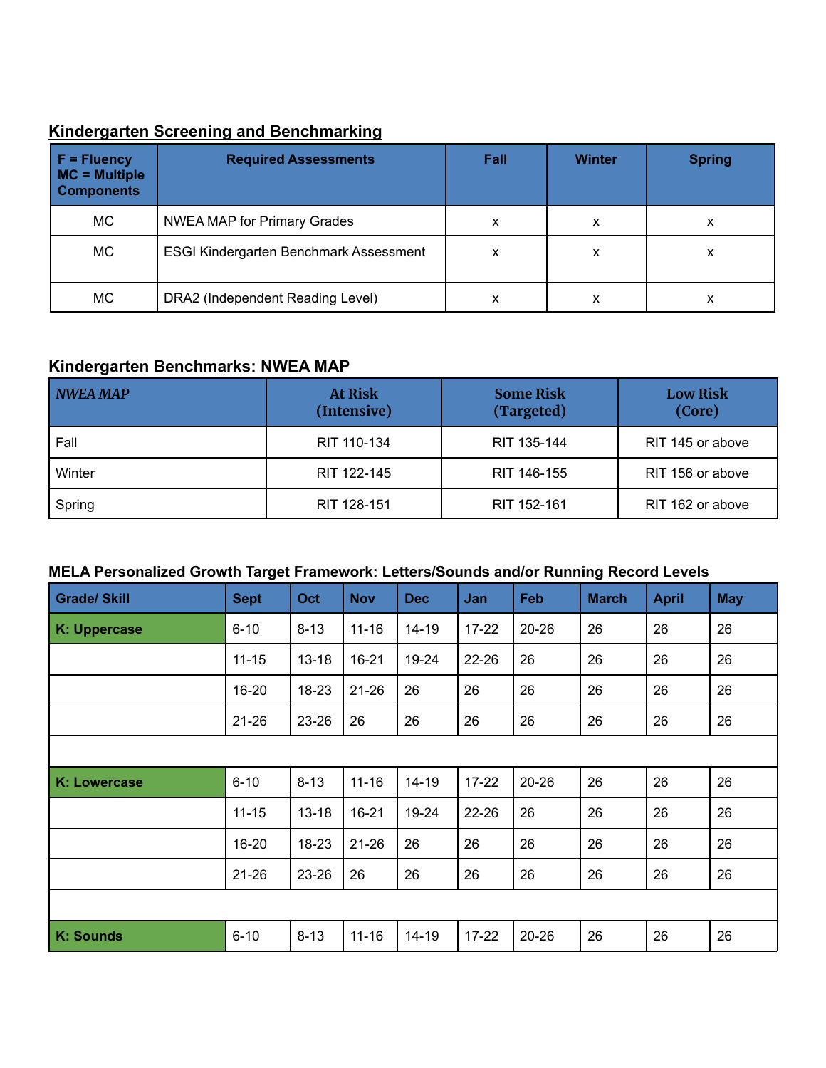## Kindergarten Screening and Benchmarking

| F = Fluency MC = Multiple Components | Required Assessments | Fall | Winter | Spring |
|---|---|---|---|---|
| MC | NWEA MAP for Primary Grades | x | x | x |
| MC | ESGI Kindergarten Benchmark Assessment | x | x | x |
| MC | DRA2 (Independent Reading Level) | x | x | x |

## Kindergarten Benchmarks: NWEA MAP

| *NWEA MAP* | At Risk (Intensive) | Some Risk (Targeted) | Low Risk (Core) |
|---|---|---|---|
| Fall | RIT 110-134 | RIT 135-144 | RIT 145 or above |
| Winter | RIT 122-145 | RIT 146-155 | RIT 156 or above |
| Spring | RIT 128-151 | RIT 152-161 | RIT 162 or above |

## MELA Personalized Growth Target Framework: Letters/Sounds and/or Running Record Levels

| Grade/ Skill | Sept | Oct | Nov | Dec | Jan | Feb | March | April | May |
|---|---|---|---|---|---|---|---|---|---|
| **K: Uppercase** | 6-10 | 8-13 | 11-16 | 14-19 | 17-22 | 20-26 | 26 | 26 | 26 |
| | 11-15 | 13-18 | 16-21 | 19-24 | 22-26 | 26 | 26 | 26 | 26 |
| | 16-20 | 18-23 | 21-26 | 26 | 26 | 26 | 26 | 26 | 26 |
| | 21-26 | 23-26 | 26 | 26 | 26 | 26 | 26 | 26 | 26 |
| | | | | | | | | | |
| **K: Lowercase** | 6-10 | 8-13 | 11-16 | 14-19 | 17-22 | 20-26 | 26 | 26 | 26 |
| | 11-15 | 13-18 | 16-21 | 19-24 | 22-26 | 26 | 26 | 26 | 26 |
| | 16-20 | 18-23 | 21-26 | 26 | 26 | 26 | 26 | 26 | 26 |
| | 21-26 | 23-26 | 26 | 26 | 26 | 26 | 26 | 26 | 26 |
| | | | | | | | | | |
| **K: Sounds** | 6-10 | 8-13 | 11-16 | 14-19 | 17-22 | 20-26 | 26 | 26 | 26 |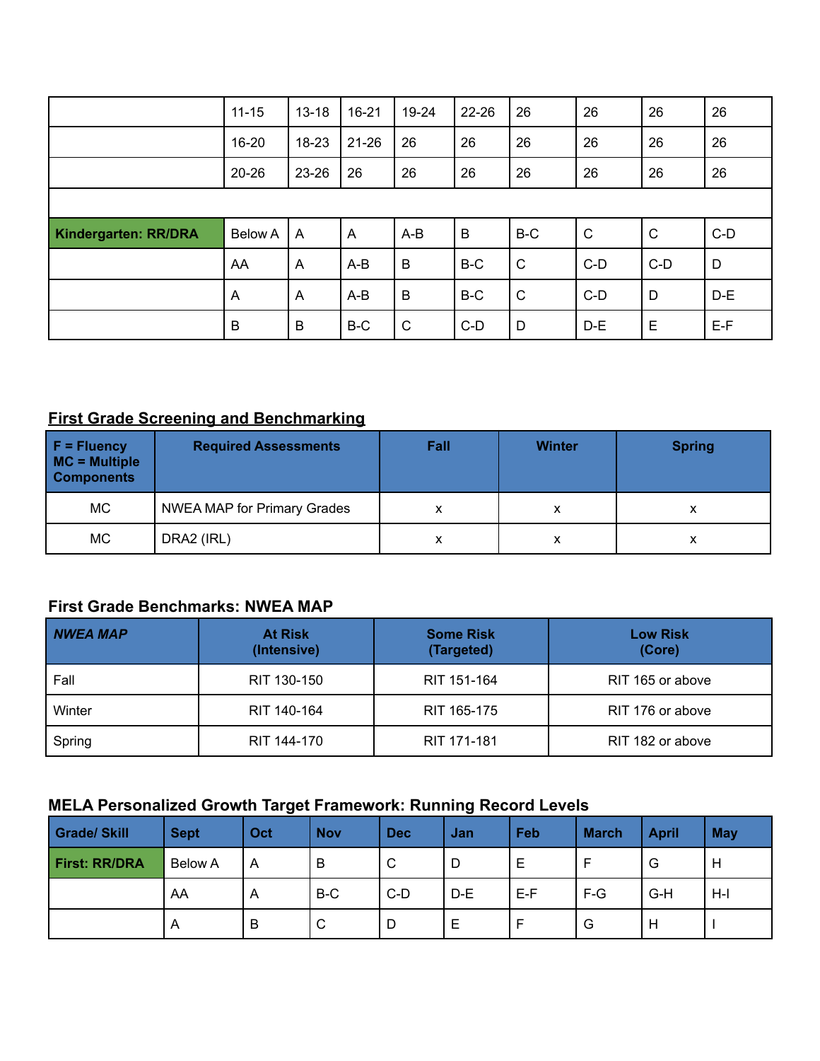|  | 11-15 | 13-18 | 16-21 | 19-24 | 22-26 | 26 | 26 | 26 | 26 |
|---|---|---|---|---|---|---|---|---|---|
|  | 16-20 | 18-23 | 21-26 | 26 | 26 | 26 | 26 | 26 | 26 |
|  | 20-26 | 23-26 | 26 | 26 | 26 | 26 | 26 | 26 | 26 |
|  |  |  |  |  |  |  |  |  |  |
| **Kindergarten: RR/DRA** | Below A | A | A | A-B | B | B-C | C | C | C-D |
|  | AA | A | A-B | B | B-C | C | C-D | C-D | D |
|  | A | A | A-B | B | B-C | C | C-D | D | D-E |
|  | B | B | B-C | C | C-D | D | D-E | E | E-F |

## First Grade Screening and Benchmarking

| F = Fluency<br>MC = Multiple Components | Required Assessments | Fall | Winter | Spring |
|---|---|---|---|---|
| MC | NWEA MAP for Primary Grades | x | x | x |
| MC | DRA2 (IRL) | x | x | x |

### First Grade Benchmarks: NWEA MAP

| *NWEA MAP* | At Risk (Intensive) | Some Risk (Targeted) | Low Risk (Core) |
|---|---|---|---|
| Fall | RIT 130-150 | RIT 151-164 | RIT 165 or above |
| Winter | RIT 140-164 | RIT 165-175 | RIT 176 or above |
| Spring | RIT 144-170 | RIT 171-181 | RIT 182 or above |

### MELA Personalized Growth Target Framework: Running Record Levels

| Grade/ Skill | Sept | Oct | Nov | Dec | Jan | Feb | March | April | May |
|---|---|---|---|---|---|---|---|---|---|
| **First: RR/DRA** | Below A | A | B | C | D | E | F | G | H |
|  | AA | A | B-C | C-D | D-E | E-F | F-G | G-H | H-I |
|  | A | B | C | D | E | F | G | H | I |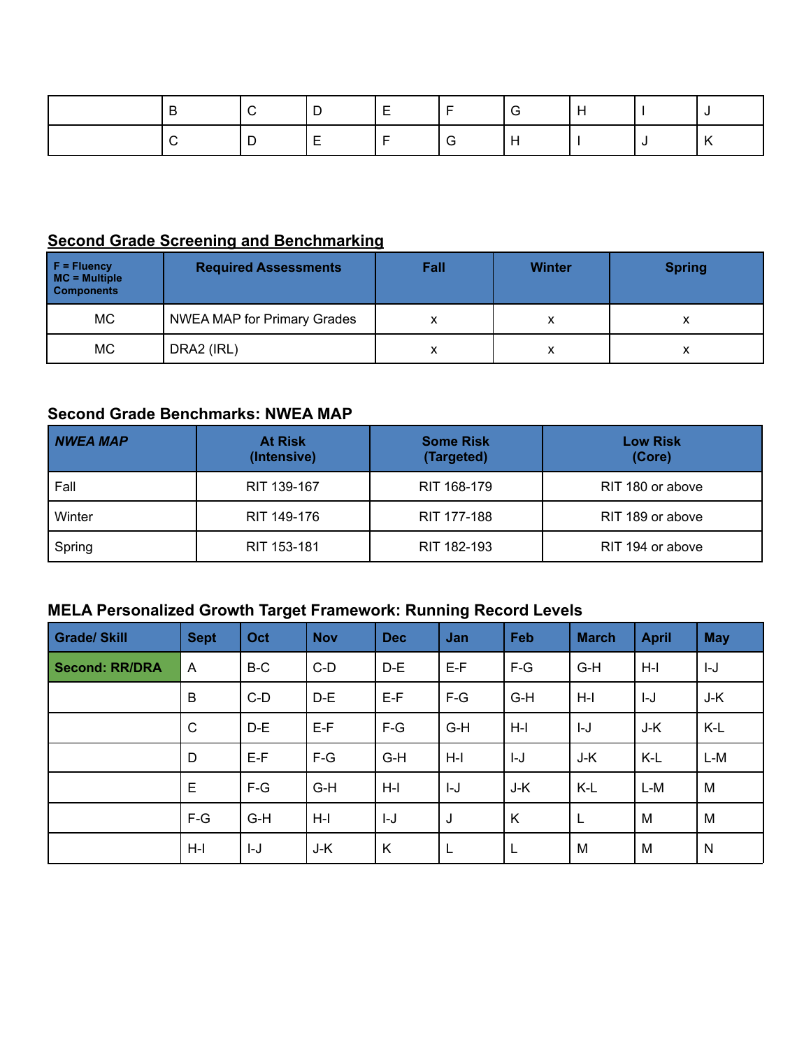| | | | | | | | | |
|---|---|---|---|---|---|---|---|---|
| | B | C | D | E | F | G | H | I | J |
| | C | D | E | F | G | H | I | J | K |

## Second Grade Screening and Benchmarking

| F = Fluency MC = Multiple Components | Required Assessments | Fall | Winter | Spring |
|---|---|---|---|---|
| MC | NWEA MAP for Primary Grades | x | x | x |
| MC | DRA2 (IRL) | x | x | x |

### Second Grade Benchmarks: NWEA MAP

| *NWEA MAP* | At Risk (Intensive) | Some Risk (Targeted) | Low Risk (Core) |
|---|---|---|---|
| Fall | RIT 139-167 | RIT 168-179 | RIT 180 or above |
| Winter | RIT 149-176 | RIT 177-188 | RIT 189 or above |
| Spring | RIT 153-181 | RIT 182-193 | RIT 194 or above |

### MELA Personalized Growth Target Framework: Running Record Levels

| Grade/ Skill | Sept | Oct | Nov | Dec | Jan | Feb | March | April | May |
|---|---|---|---|---|---|---|---|---|---|
| **Second: RR/DRA** | A | B-C | C-D | D-E | E-F | F-G | G-H | H-I | I-J |
| | B | C-D | D-E | E-F | F-G | G-H | H-I | I-J | J-K |
| | C | D-E | E-F | F-G | G-H | H-I | I-J | J-K | K-L |
| | D | E-F | F-G | G-H | H-I | I-J | J-K | K-L | L-M |
| | E | F-G | G-H | H-I | I-J | J-K | K-L | L-M | M |
| | F-G | G-H | H-I | I-J | J | K | L | M | M |
| | H-I | I-J | J-K | K | L | L | M | M | N |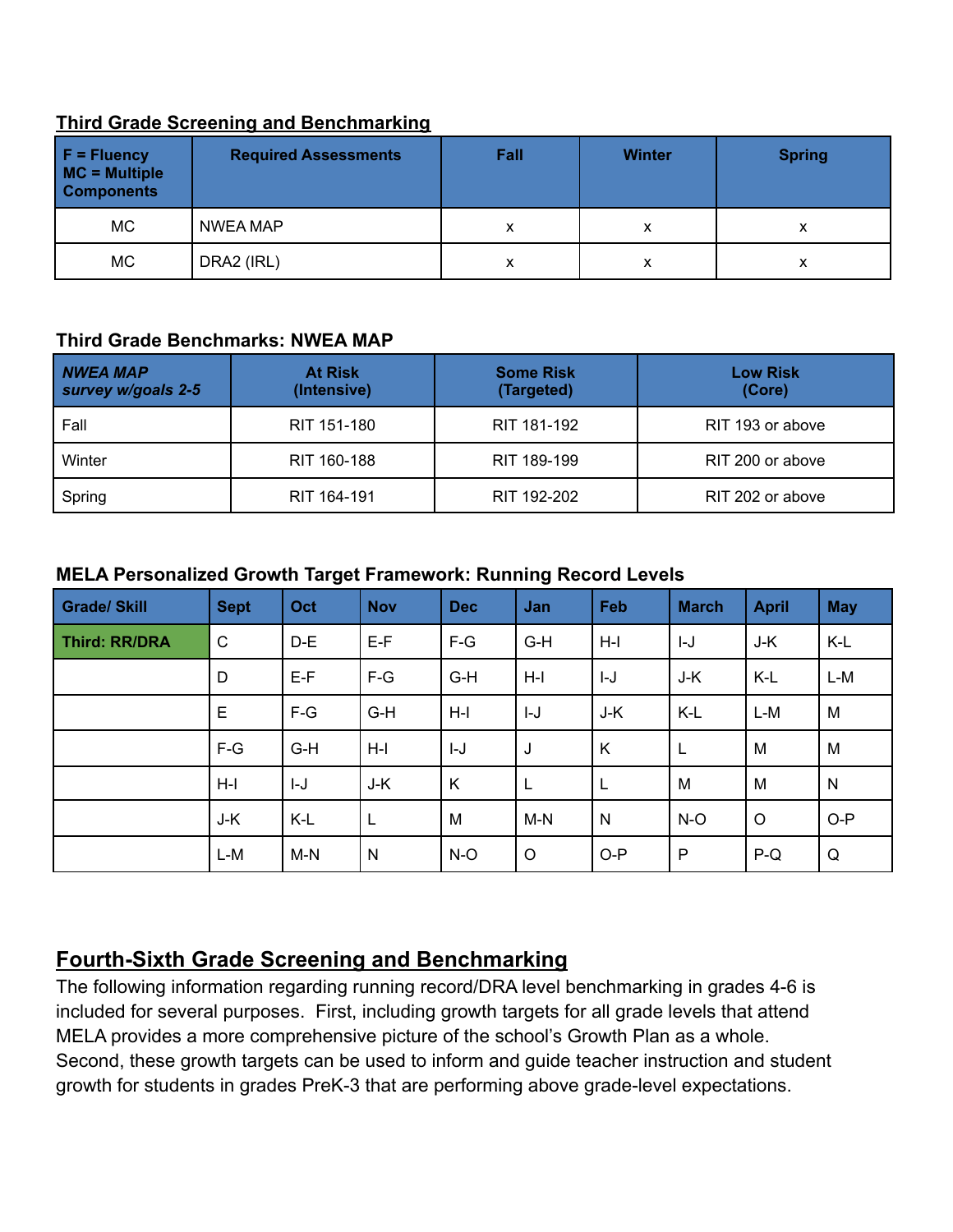## Third Grade Screening and Benchmarking

| F = Fluency<br>MC = Multiple Components | Required Assessments | Fall | Winter | Spring |
|---|---|---|---|---|
| MC | NWEA MAP | x | x | x |
| MC | DRA2 (IRL) | x | x | x |

### Third Grade Benchmarks: NWEA MAP

| *NWEA MAP survey w/goals 2-5* | At Risk (Intensive) | Some Risk (Targeted) | Low Risk (Core) |
|---|---|---|---|
| Fall | RIT 151-180 | RIT 181-192 | RIT 193 or above |
| Winter | RIT 160-188 | RIT 189-199 | RIT 200 or above |
| Spring | RIT 164-191 | RIT 192-202 | RIT 202 or above |

### MELA Personalized Growth Target Framework: Running Record Levels

| Grade/ Skill | Sept | Oct | Nov | Dec | Jan | Feb | March | April | May |
|---|---|---|---|---|---|---|---|---|---|
| Third: RR/DRA | C | D-E | E-F | F-G | G-H | H-I | I-J | J-K | K-L |
| | D | E-F | F-G | G-H | H-I | I-J | J-K | K-L | L-M |
| | E | F-G | G-H | H-I | I-J | J-K | K-L | L-M | M |
| | F-G | G-H | H-I | I-J | J | K | L | M | M |
| | H-I | I-J | J-K | K | L | L | M | M | N |
| | J-K | K-L | L | M | M-N | N | N-O | O | O-P |
| | L-M | M-N | N | N-O | O | O-P | P | P-Q | Q |

## Fourth-Sixth Grade Screening and Benchmarking

The following information regarding running record/DRA level benchmarking in grades 4-6 is included for several purposes. First, including growth targets for all grade levels that attend MELA provides a more comprehensive picture of the school's Growth Plan as a whole. Second, these growth targets can be used to inform and guide teacher instruction and student growth for students in grades PreK-3 that are performing above grade-level expectations.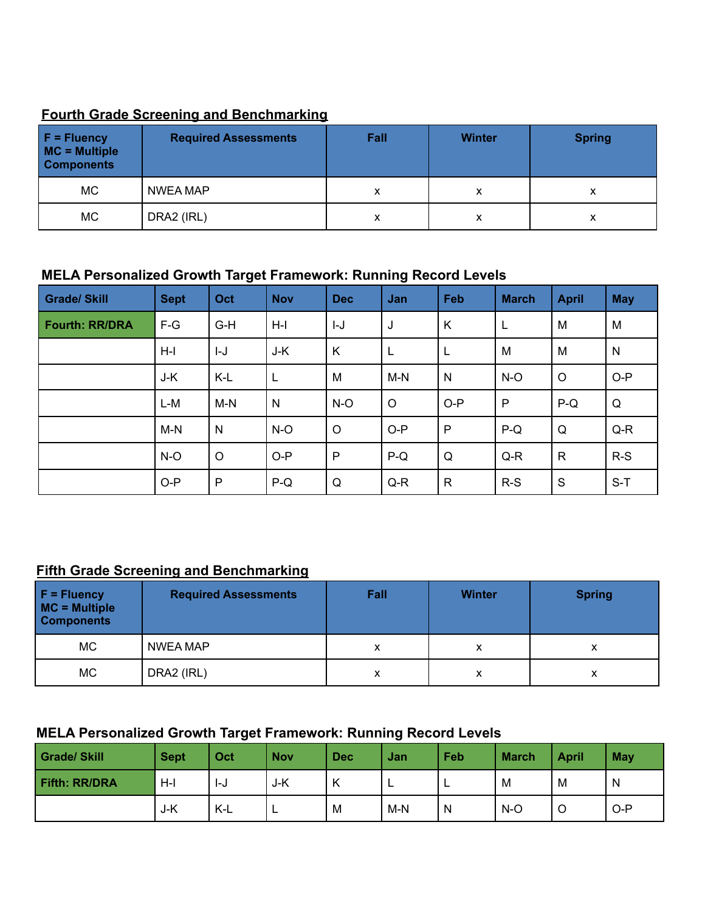## Fourth Grade Screening and Benchmarking

| F = Fluency<br>MC = Multiple Components | Required Assessments | Fall | Winter | Spring |
|---|---|---|---|---|
| MC | NWEA MAP | x | x | x |
| MC | DRA2 (IRL) | x | x | x |

### MELA Personalized Growth Target Framework: Running Record Levels

| Grade/ Skill | Sept | Oct | Nov | Dec | Jan | Feb | March | April | May |
|---|---|---|---|---|---|---|---|---|---|
| Fourth: RR/DRA | F-G | G-H | H-I | I-J | J | K | L | M | M |
| | H-I | I-J | J-K | K | L | L | M | M | N |
| | J-K | K-L | L | M | M-N | N | N-O | O | O-P |
| | L-M | M-N | N | N-O | O | O-P | P | P-Q | Q |
| | M-N | N | N-O | O | O-P | P | P-Q | Q | Q-R |
| | N-O | O | O-P | P | P-Q | Q | Q-R | R | R-S |
| | O-P | P | P-Q | Q | Q-R | R | R-S | S | S-T |

## Fifth Grade Screening and Benchmarking

| F = Fluency<br>MC = Multiple Components | Required Assessments | Fall | Winter | Spring |
|---|---|---|---|---|
| MC | NWEA MAP | x | x | x |
| MC | DRA2 (IRL) | x | x | x |

### MELA Personalized Growth Target Framework: Running Record Levels

| Grade/ Skill | Sept | Oct | Nov | Dec | Jan | Feb | March | April | May |
|---|---|---|---|---|---|---|---|---|---|
| Fifth: RR/DRA | H-I | I-J | J-K | K | L | L | M | M | N |
| | J-K | K-L | L | M | M-N | N | N-O | O | O-P |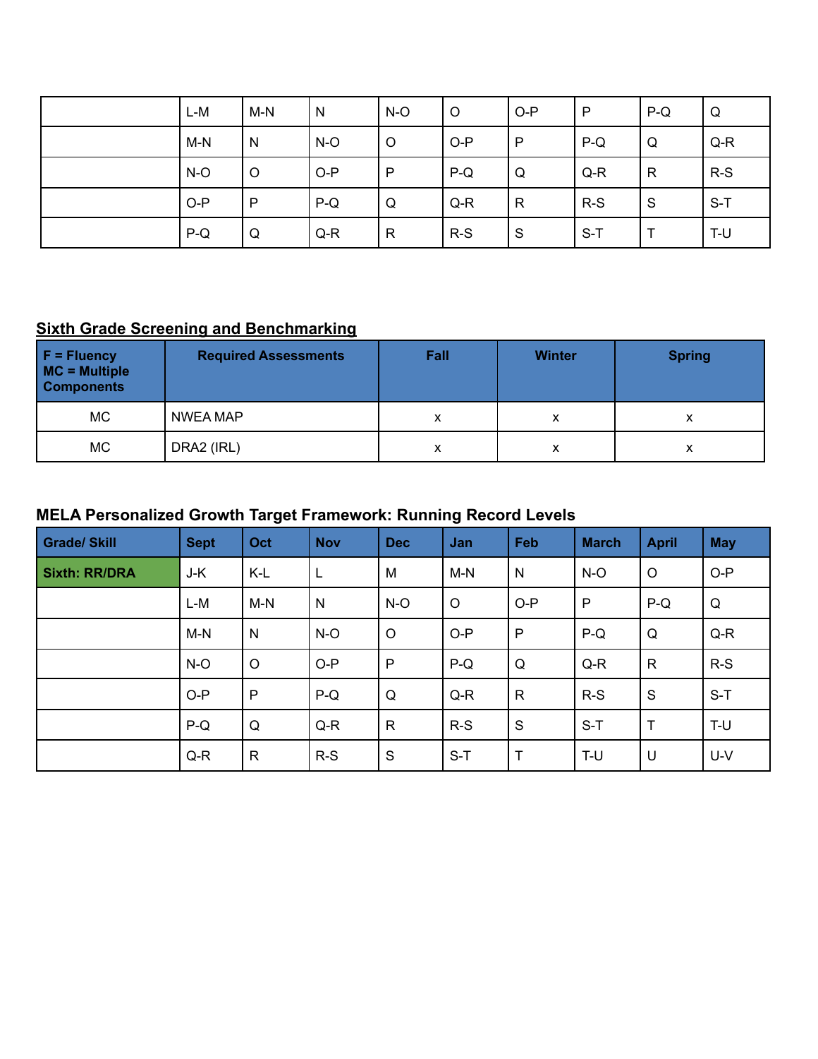|  | L-M | M-N | N | N-O | O | O-P | P | P-Q | Q |
|---|---|---|---|---|---|---|---|---|---|
|  | M-N | N | N-O | O | O-P | P | P-Q | Q | Q-R |
|  | N-O | O | O-P | P | P-Q | Q | Q-R | R | R-S |
|  | O-P | P | P-Q | Q | Q-R | R | R-S | S | S-T |
|  | P-Q | Q | Q-R | R | R-S | S | S-T | T | T-U |

## Sixth Grade Screening and Benchmarking

| F = Fluency<br>MC = Multiple Components | Required Assessments | Fall | Winter | Spring |
|---|---|---|---|---|
| MC | NWEA MAP | x | x | x |
| MC | DRA2 (IRL) | x | x | x |

## MELA Personalized Growth Target Framework: Running Record Levels

| Grade/ Skill | Sept | Oct | Nov | Dec | Jan | Feb | March | April | May |
|---|---|---|---|---|---|---|---|---|---|
| Sixth: RR/DRA | J-K | K-L | L | M | M-N | N | N-O | O | O-P |
|  | L-M | M-N | N | N-O | O | O-P | P | P-Q | Q |
|  | M-N | N | N-O | O | O-P | P | P-Q | Q | Q-R |
|  | N-O | O | O-P | P | P-Q | Q | Q-R | R | R-S |
|  | O-P | P | P-Q | Q | Q-R | R | R-S | S | S-T |
|  | P-Q | Q | Q-R | R | R-S | S | S-T | T | T-U |
|  | Q-R | R | R-S | S | S-T | T | T-U | U | U-V |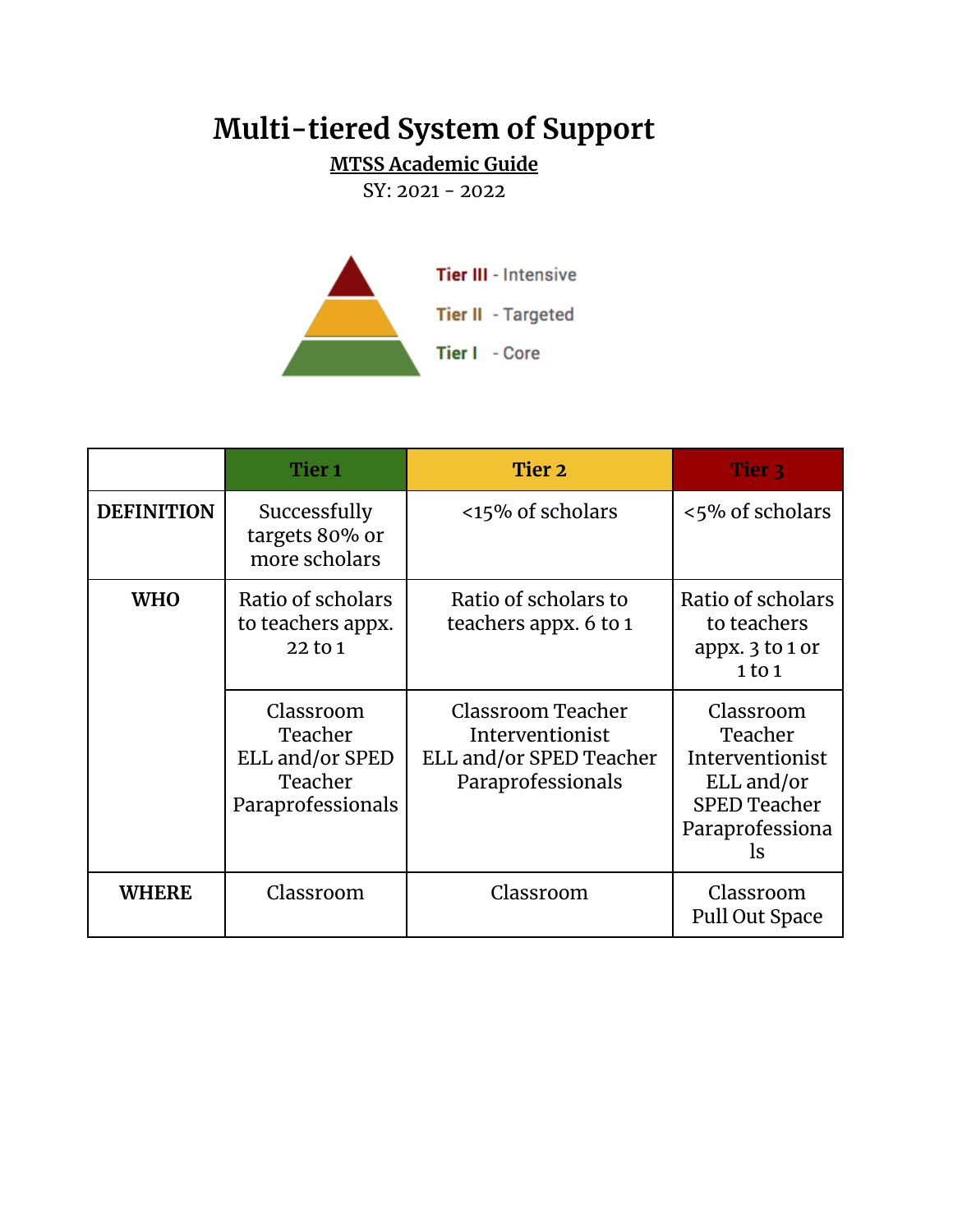# Multi-tiered System of Support

**MTSS Academic Guide**

SY: 2021 - 2022

Tier III - Intensive

Tier II - Targeted

Tier I - Core

| | Tier 1 | Tier 2 | Tier 3 |
|---|---|---|---|
| **DEFINITION** | Successfully targets 80% or more scholars | <15% of scholars | <5% of scholars |
| **WHO** | Ratio of scholars to teachers appx. 22 to 1 | Ratio of scholars to teachers appx. 6 to 1 | Ratio of scholars to teachers appx. 3 to 1 or 1 to 1 |
| | Classroom Teacher<br>ELL and/or SPED Teacher<br>Paraprofessionals | Classroom Teacher<br>Interventionist<br>ELL and/or SPED Teacher<br>Paraprofessionals | Classroom Teacher<br>Interventionist<br>ELL and/or SPED Teacher<br>Paraprofessionals |
| **WHERE** | Classroom | Classroom | Classroom<br>Pull Out Space |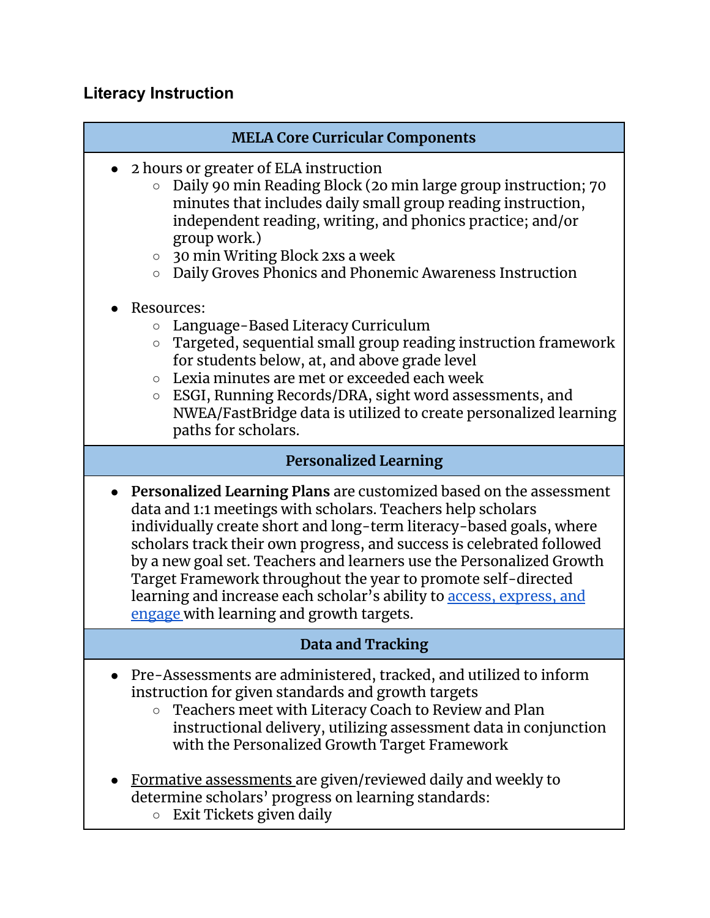## Literacy Instruction

| MELA Core Curricular Components |
|---|
| • 2 hours or greater of ELA instruction<br>  ○ Daily 90 min Reading Block (20 min large group instruction; 70 minutes that includes daily small group reading instruction, independent reading, writing, and phonics practice; and/or group work.)<br>  ○ 30 min Writing Block 2xs a week<br>  ○ Daily Groves Phonics and Phonemic Awareness Instruction<br><br>• Resources:<br>  ○ Language-Based Literacy Curriculum<br>  ○ Targeted, sequential small group reading instruction framework for students below, at, and above grade level<br>  ○ Lexia minutes are met or exceeded each week<br>  ○ ESGI, Running Records/DRA, sight word assessments, and NWEA/FastBridge data is utilized to create personalized learning paths for scholars. |
| **Personalized Learning** |
| • **Personalized Learning Plans** are customized based on the assessment data and 1:1 meetings with scholars. Teachers help scholars individually create short and long-term literacy-based goals, where scholars track their own progress, and success is celebrated followed by a new goal set. Teachers and learners use the Personalized Growth Target Framework throughout the year to promote self-directed learning and increase each scholar's ability to access, express, and engage with learning and growth targets. |
| **Data and Tracking** |
| • Pre-Assessments are administered, tracked, and utilized to inform instruction for given standards and growth targets<br>  ○ Teachers meet with Literacy Coach to Review and Plan instructional delivery, utilizing assessment data in conjunction with the Personalized Growth Target Framework<br><br>• Formative assessments are given/reviewed daily and weekly to determine scholars' progress on learning standards:<br>  ○ Exit Tickets given daily |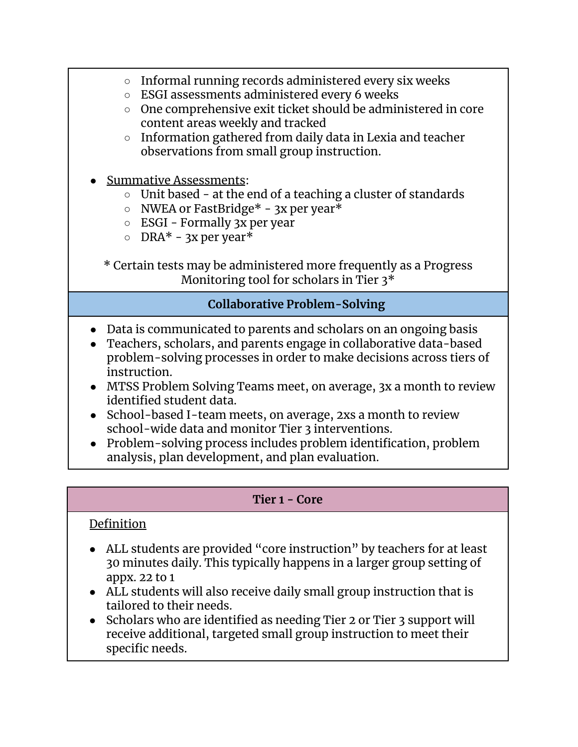- Informal running records administered every six weeks
- ESGI assessments administered every 6 weeks
- One comprehensive exit ticket should be administered in core content areas weekly and tracked
- Information gathered from daily data in Lexia and teacher observations from small group instruction.

- Summative Assessments:
  - Unit based - at the end of a teaching a cluster of standards
  - NWEA or FastBridge* - 3x per year*
  - ESGI - Formally 3x per year
  - DRA* - 3x per year*

* Certain tests may be administered more frequently as a Progress Monitoring tool for scholars in Tier 3*

### Collaborative Problem-Solving

- Data is communicated to parents and scholars on an ongoing basis
- Teachers, scholars, and parents engage in collaborative data-based problem-solving processes in order to make decisions across tiers of instruction.
- MTSS Problem Solving Teams meet, on average, 3x a month to review identified student data.
- School-based I-team meets, on average, 2xs a month to review school-wide data and monitor Tier 3 interventions.
- Problem-solving process includes problem identification, problem analysis, plan development, and plan evaluation.

### Tier 1 - Core

Definition

- ALL students are provided "core instruction" by teachers for at least 30 minutes daily. This typically happens in a larger group setting of appx. 22 to 1
- ALL students will also receive daily small group instruction that is tailored to their needs.
- Scholars who are identified as needing Tier 2 or Tier 3 support will receive additional, targeted small group instruction to meet their specific needs.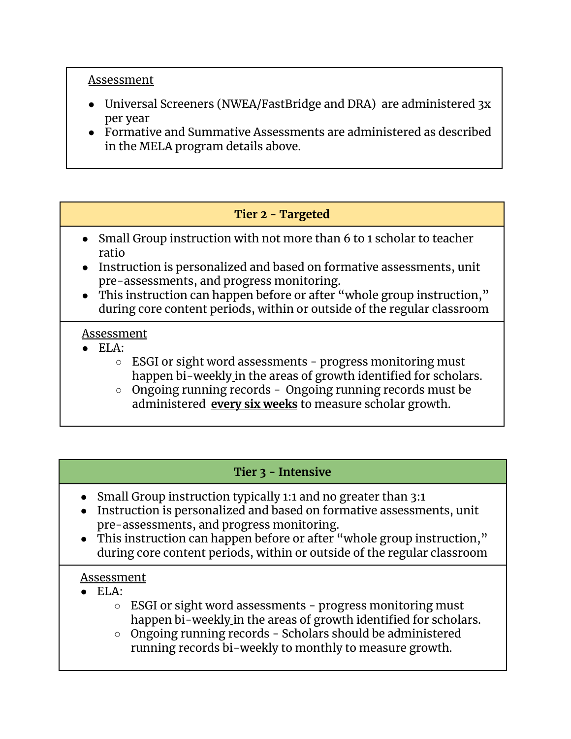Assessment

- Universal Screeners (NWEA/FastBridge and DRA) are administered 3x per year
- Formative and Summative Assessments are administered as described in the MELA program details above.

### Tier 2 - Targeted

- Small Group instruction with not more than 6 to 1 scholar to teacher ratio
- Instruction is personalized and based on formative assessments, unit pre-assessments, and progress monitoring.
- This instruction can happen before or after "whole group instruction," during core content periods, within or outside of the regular classroom

Assessment

- ELA:
  - ESGI or sight word assessments - progress monitoring must happen bi-weekly in the areas of growth identified for scholars.
  - Ongoing running records - Ongoing running records must be administered **every six weeks** to measure scholar growth.

### Tier 3 - Intensive

- Small Group instruction typically 1:1 and no greater than 3:1
- Instruction is personalized and based on formative assessments, unit pre-assessments, and progress monitoring.
- This instruction can happen before or after "whole group instruction," during core content periods, within or outside of the regular classroom

Assessment

- ELA:
  - ESGI or sight word assessments - progress monitoring must happen bi-weekly in the areas of growth identified for scholars.
  - Ongoing running records - Scholars should be administered running records bi-weekly to monthly to measure growth.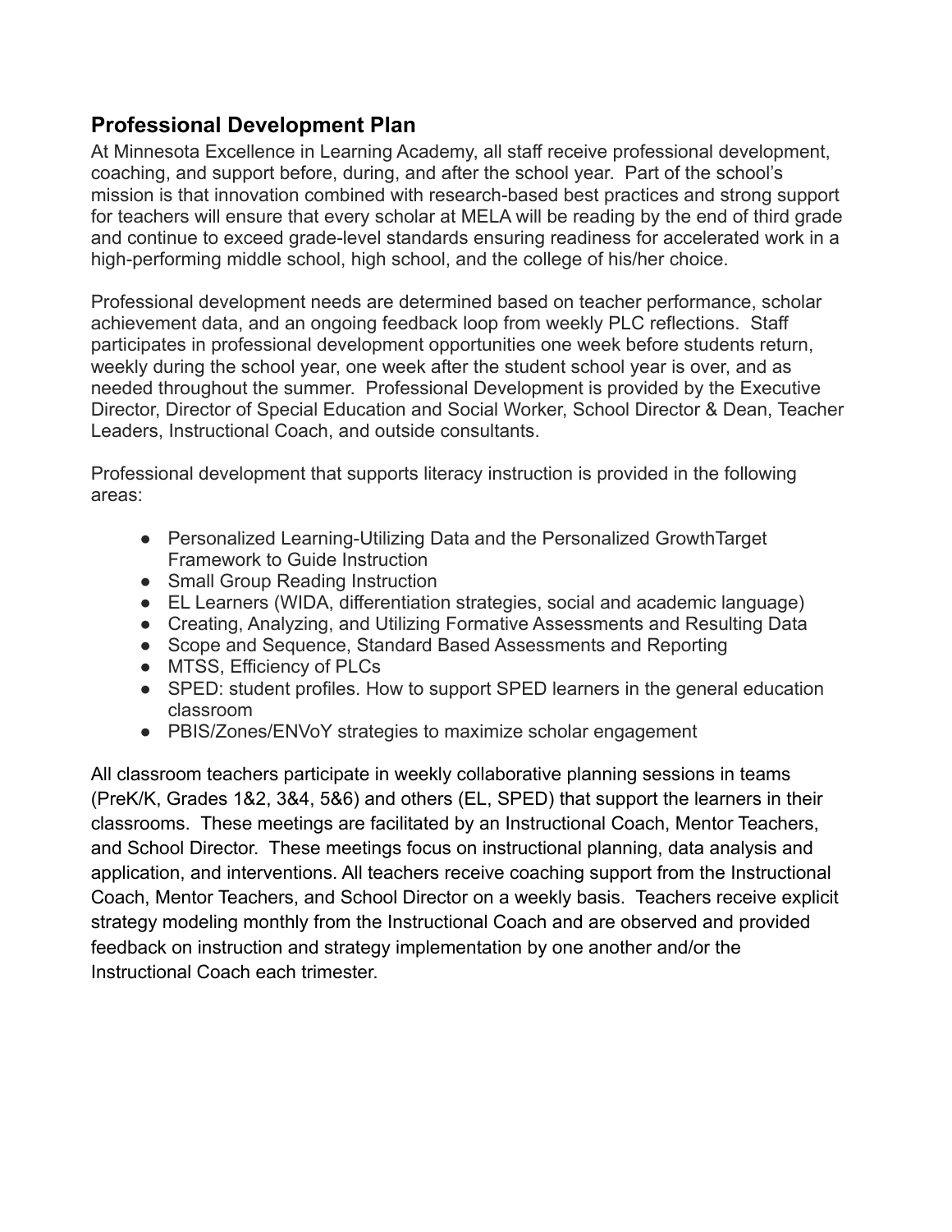## Professional Development Plan

At Minnesota Excellence in Learning Academy, all staff receive professional development, coaching, and support before, during, and after the school year. Part of the school's mission is that innovation combined with research-based best practices and strong support for teachers will ensure that every scholar at MELA will be reading by the end of third grade and continue to exceed grade-level standards ensuring readiness for accelerated work in a high-performing middle school, high school, and the college of his/her choice.

Professional development needs are determined based on teacher performance, scholar achievement data, and an ongoing feedback loop from weekly PLC reflections. Staff participates in professional development opportunities one week before students return, weekly during the school year, one week after the student school year is over, and as needed throughout the summer. Professional Development is provided by the Executive Director, Director of Special Education and Social Worker, School Director & Dean, Teacher Leaders, Instructional Coach, and outside consultants.

Professional development that supports literacy instruction is provided in the following areas:

- Personalized Learning-Utilizing Data and the Personalized GrowthTarget Framework to Guide Instruction
- Small Group Reading Instruction
- EL Learners (WIDA, differentiation strategies, social and academic language)
- Creating, Analyzing, and Utilizing Formative Assessments and Resulting Data
- Scope and Sequence, Standard Based Assessments and Reporting
- MTSS, Efficiency of PLCs
- SPED: student profiles. How to support SPED learners in the general education classroom
- PBIS/Zones/ENVoY strategies to maximize scholar engagement

All classroom teachers participate in weekly collaborative planning sessions in teams (PreK/K, Grades 1&2, 3&4, 5&6) and others (EL, SPED) that support the learners in their classrooms. These meetings are facilitated by an Instructional Coach, Mentor Teachers, and School Director. These meetings focus on instructional planning, data analysis and application, and interventions. All teachers receive coaching support from the Instructional Coach, Mentor Teachers, and School Director on a weekly basis. Teachers receive explicit strategy modeling monthly from the Instructional Coach and are observed and provided feedback on instruction and strategy implementation by one another and/or the Instructional Coach each trimester.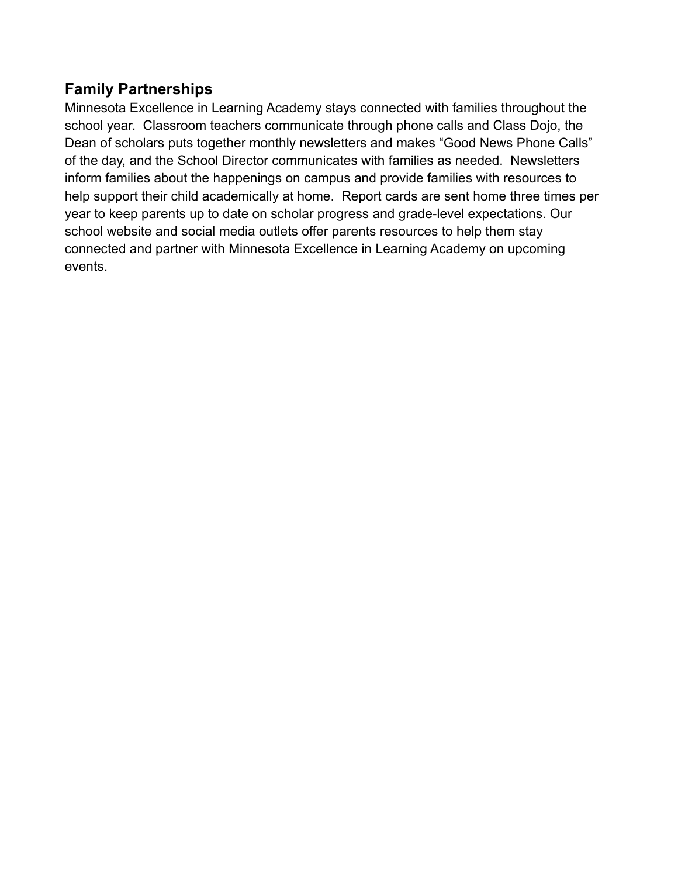## Family Partnerships

Minnesota Excellence in Learning Academy stays connected with families throughout the school year.  Classroom teachers communicate through phone calls and Class Dojo, the Dean of scholars puts together monthly newsletters and makes “Good News Phone Calls” of the day, and the School Director communicates with families as needed.  Newsletters inform families about the happenings on campus and provide families with resources to help support their child academically at home.  Report cards are sent home three times per year to keep parents up to date on scholar progress and grade-level expectations. Our school website and social media outlets offer parents resources to help them stay connected and partner with Minnesota Excellence in Learning Academy on upcoming events.